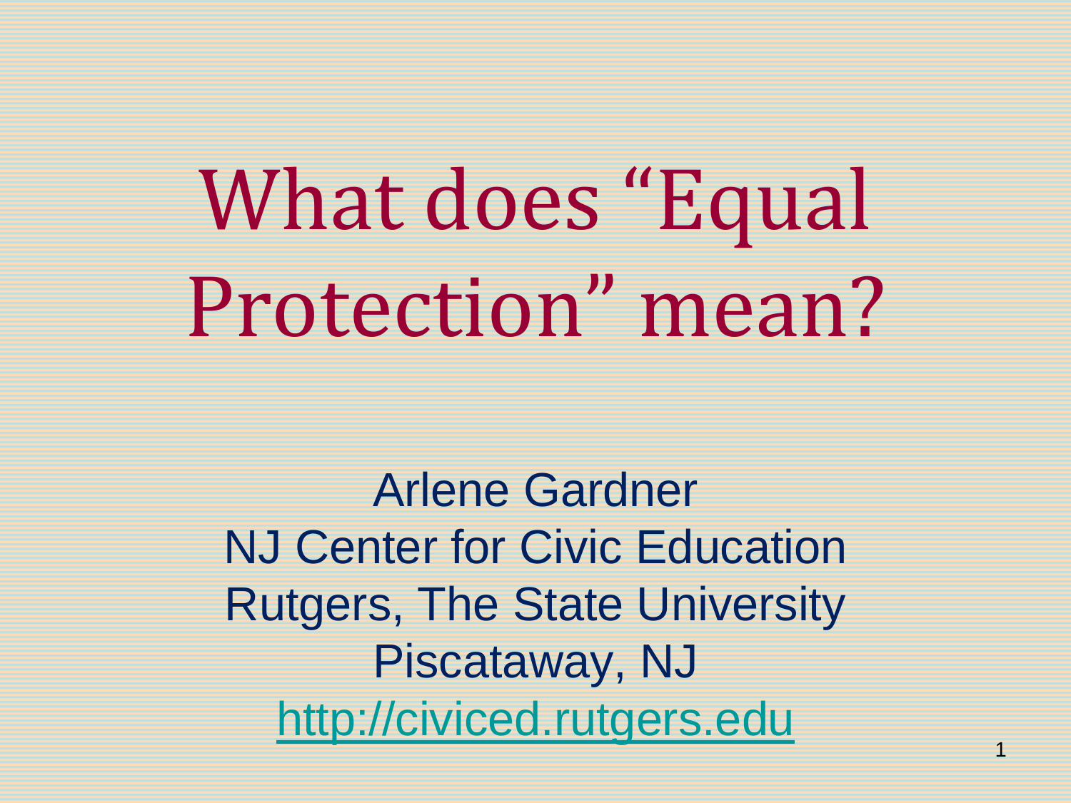# What does "Equal Protection" mean?

Arlene Gardner
NJ Center for Civic Education
Rutgers, The State University
Piscataway, NJ
[http://civiced.rutgers.edu](http://civiced.rutgers.edu)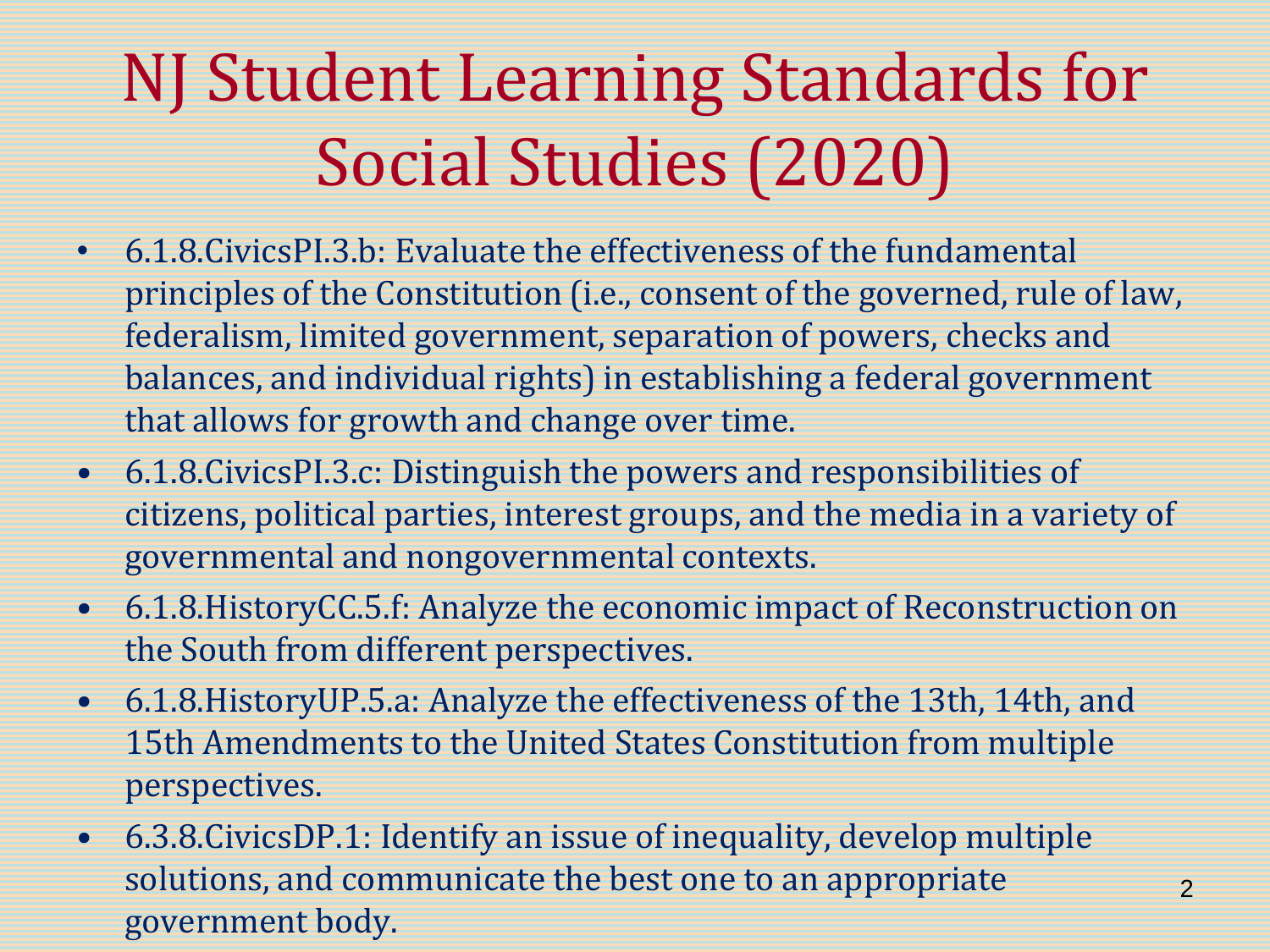# NJ Student Learning Standards for Social Studies (2020)

- 6.1.8.CivicsPI.3.b: Evaluate the effectiveness of the fundamental principles of the Constitution (i.e., consent of the governed, rule of law, federalism, limited government, separation of powers, checks and balances, and individual rights) in establishing a federal government that allows for growth and change over time.
- 6.1.8.CivicsPI.3.c: Distinguish the powers and responsibilities of citizens, political parties, interest groups, and the media in a variety of governmental and nongovernmental contexts.
- 6.1.8.HistoryCC.5.f: Analyze the economic impact of Reconstruction on the South from different perspectives.
- 6.1.8.HistoryUP.5.a: Analyze the effectiveness of the 13th, 14th, and 15th Amendments to the United States Constitution from multiple perspectives.
- 6.3.8.CivicsDP.1: Identify an issue of inequality, develop multiple solutions, and communicate the best one to an appropriate government body.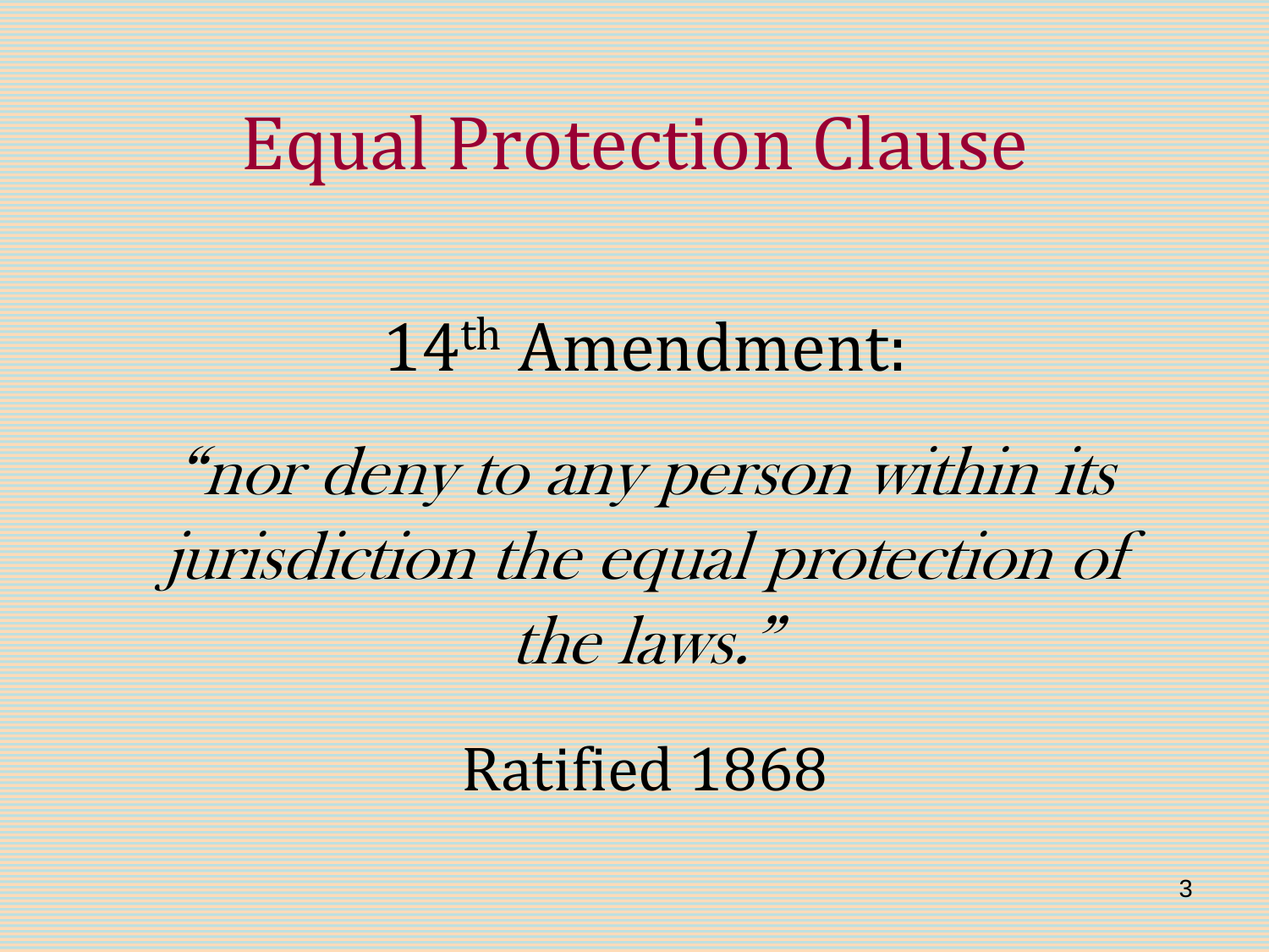# Equal Protection Clause

14th Amendment:

*"nor deny to any person within its jurisdiction the equal protection of the laws."*

Ratified 1868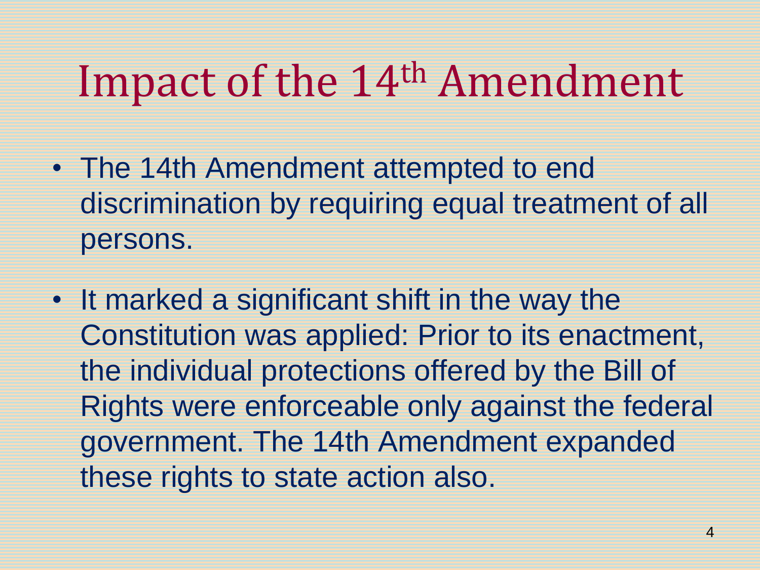# Impact of the 14th Amendment

- The 14th Amendment attempted to end discrimination by requiring equal treatment of all persons.
- It marked a significant shift in the way the Constitution was applied: Prior to its enactment, the individual protections offered by the Bill of Rights were enforceable only against the federal government. The 14th Amendment expanded these rights to state action also.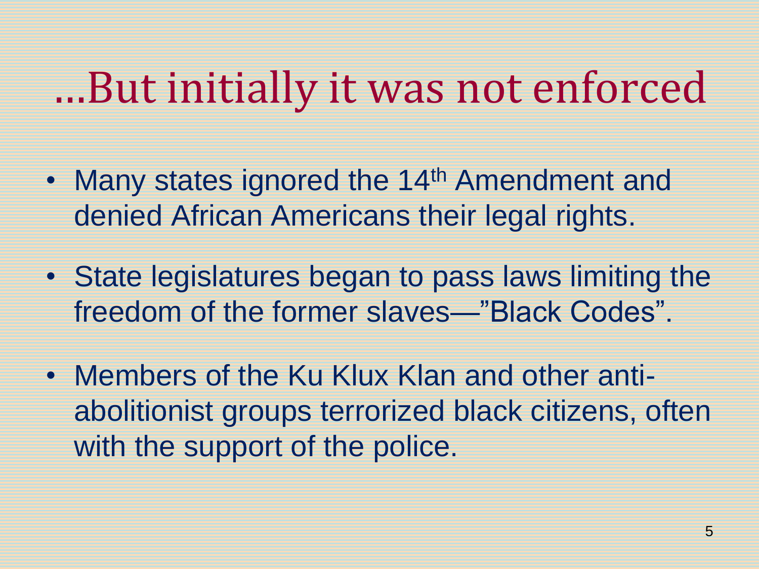# …But initially it was not enforced

- Many states ignored the 14th Amendment and denied African Americans their legal rights.
- State legislatures began to pass laws limiting the freedom of the former slaves—"Black Codes".
- Members of the Ku Klux Klan and other anti-abolitionist groups terrorized black citizens, often with the support of the police.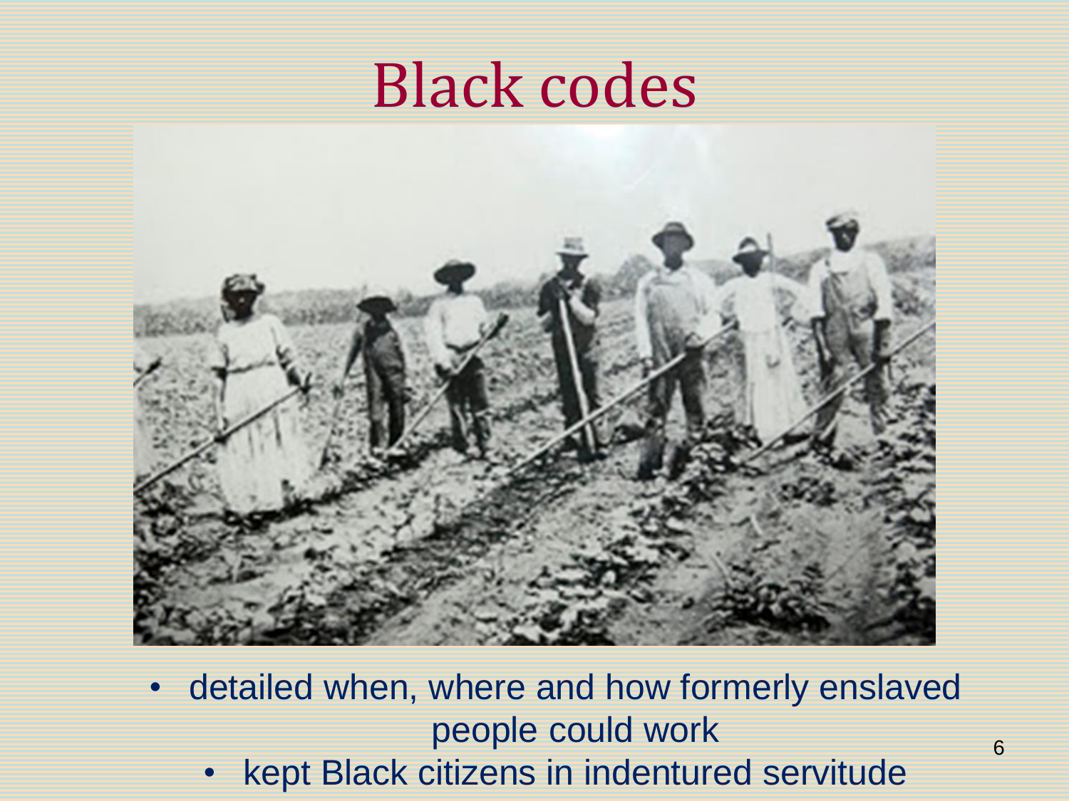# Black codes

- detailed when, where and how formerly enslaved people could work
- kept Black citizens in indentured servitude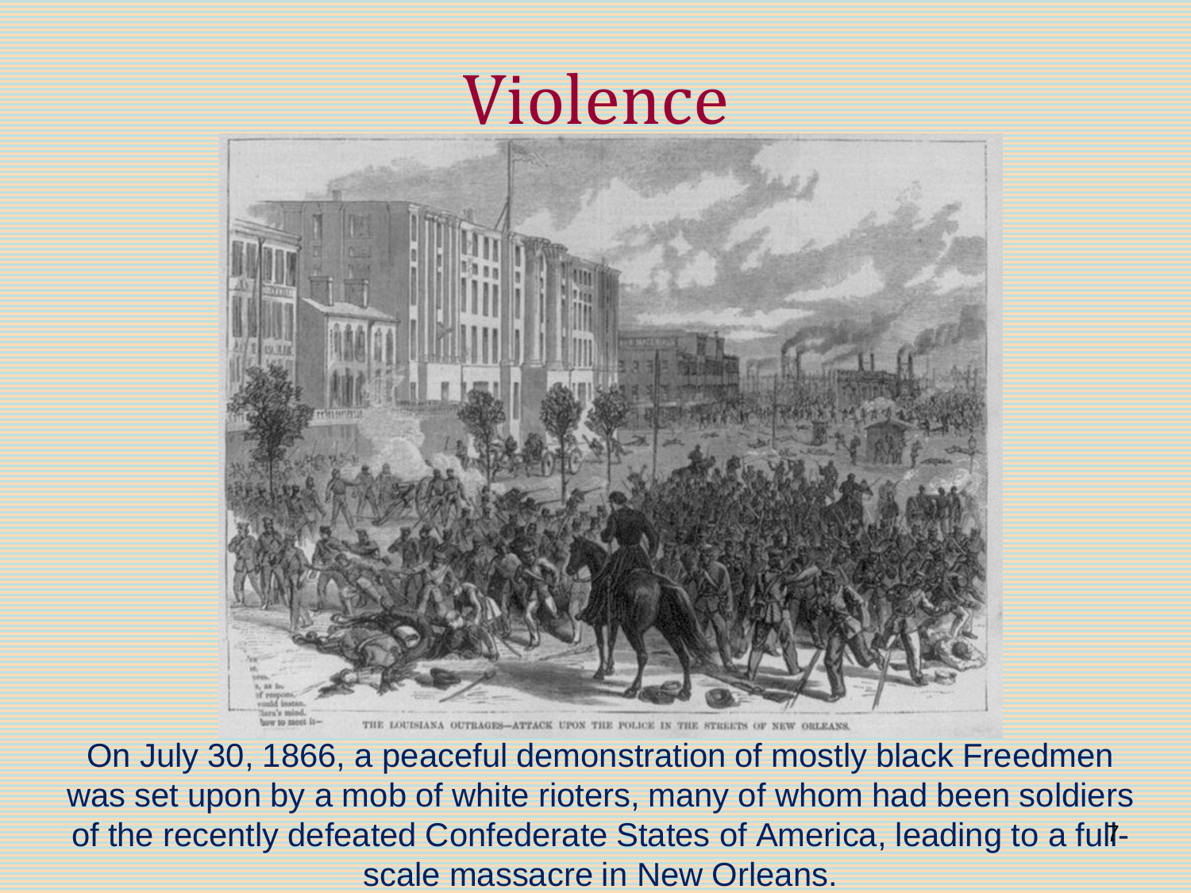# Violence

On July 30, 1866, a peaceful demonstration of mostly black Freedmen was set upon by a mob of white rioters, many of whom had been soldiers of the recently defeated Confederate States of America, leading to a full-scale massacre in New Orleans.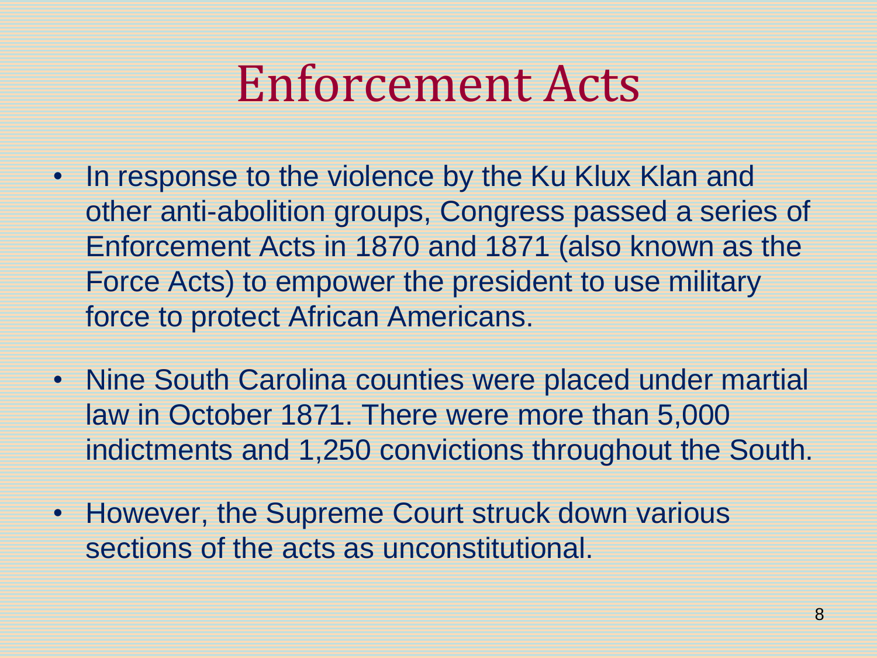# Enforcement Acts

- In response to the violence by the Ku Klux Klan and other anti-abolition groups, Congress passed a series of Enforcement Acts in 1870 and 1871 (also known as the Force Acts) to empower the president to use military force to protect African Americans.
- Nine South Carolina counties were placed under martial law in October 1871. There were more than 5,000 indictments and 1,250 convictions throughout the South.
- However, the Supreme Court struck down various sections of the acts as unconstitutional.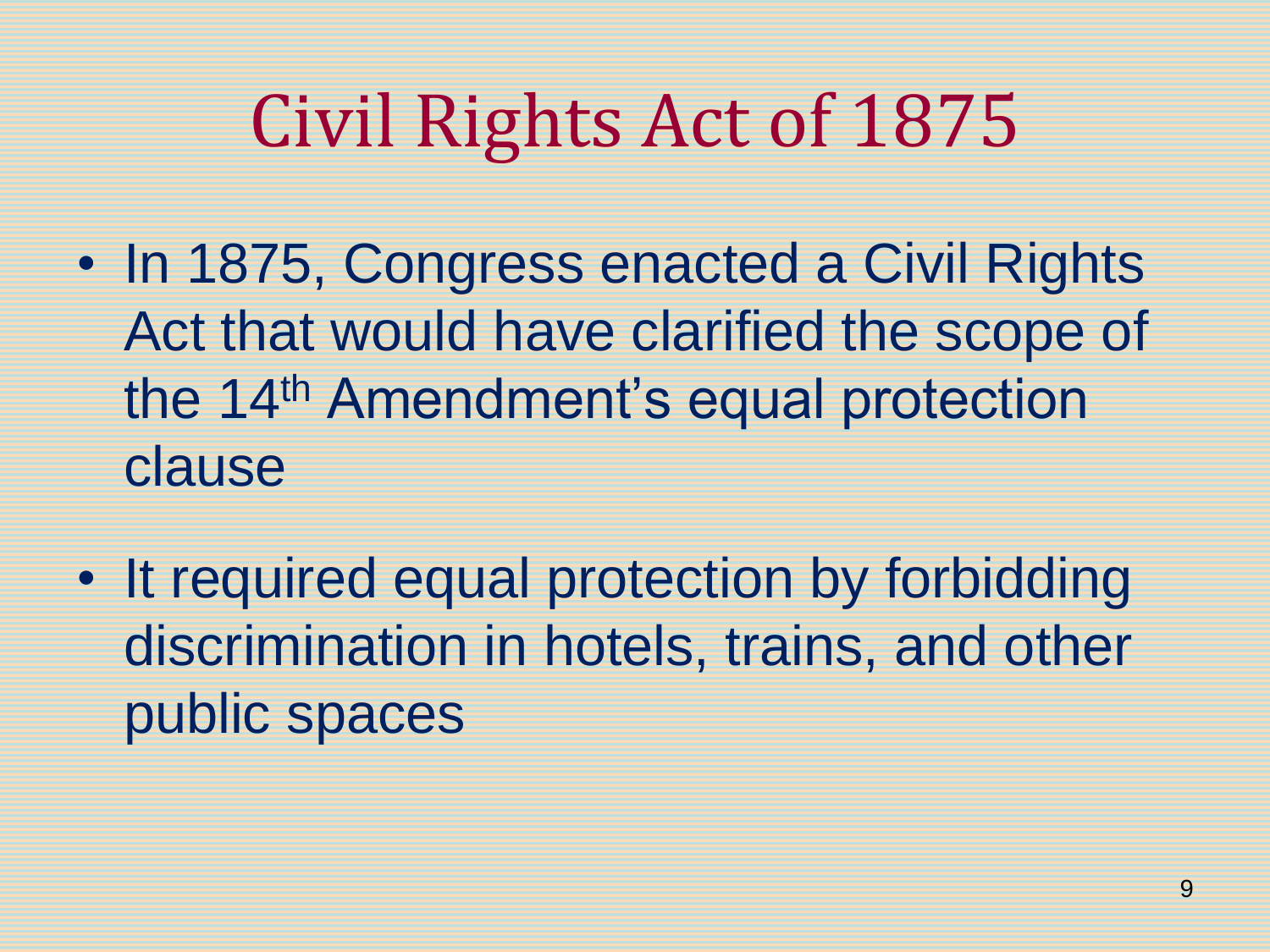# Civil Rights Act of 1875

- In 1875, Congress enacted a Civil Rights Act that would have clarified the scope of the 14th Amendment's equal protection clause
- It required equal protection by forbidding discrimination in hotels, trains, and other public spaces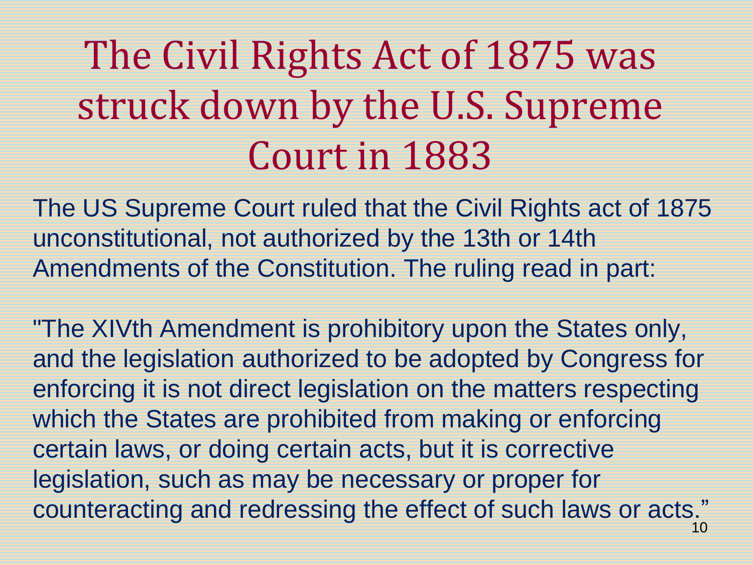# The Civil Rights Act of 1875 was struck down by the U.S. Supreme Court in 1883

The US Supreme Court ruled that the Civil Rights act of 1875 unconstitutional, not authorized by the 13th or 14th Amendments of the Constitution. The ruling read in part:

"The XIVth Amendment is prohibitory upon the States only, and the legislation authorized to be adopted by Congress for enforcing it is not direct legislation on the matters respecting which the States are prohibited from making or enforcing certain laws, or doing certain acts, but it is corrective legislation, such as may be necessary or proper for counteracting and redressing the effect of such laws or acts."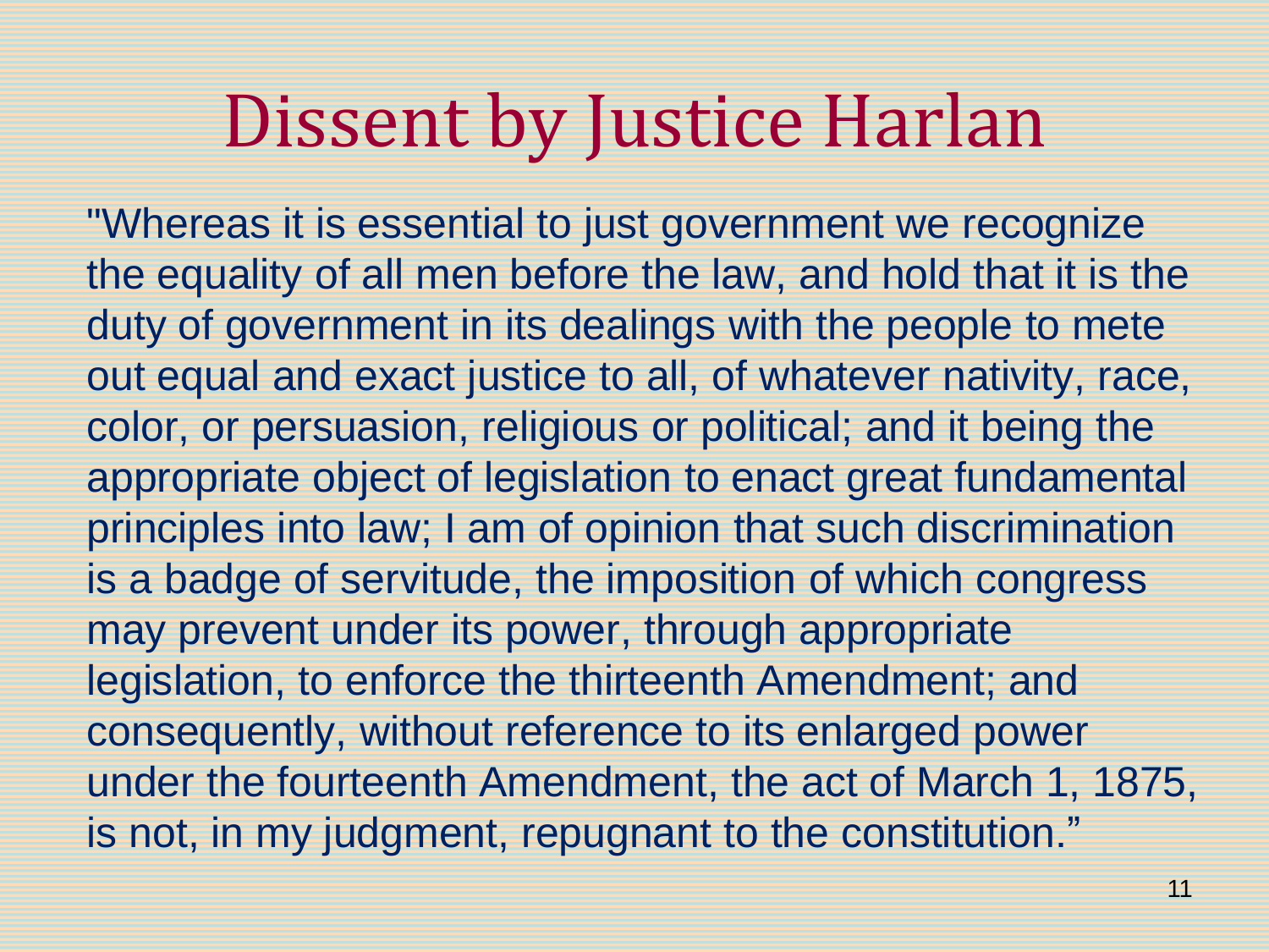# Dissent by Justice Harlan

"Whereas it is essential to just government we recognize the equality of all men before the law, and hold that it is the duty of government in its dealings with the people to mete out equal and exact justice to all, of whatever nativity, race, color, or persuasion, religious or political; and it being the appropriate object of legislation to enact great fundamental principles into law; I am of opinion that such discrimination is a badge of servitude, the imposition of which congress may prevent under its power, through appropriate legislation, to enforce the thirteenth Amendment; and consequently, without reference to its enlarged power under the fourteenth Amendment, the act of March 1, 1875, is not, in my judgment, repugnant to the constitution."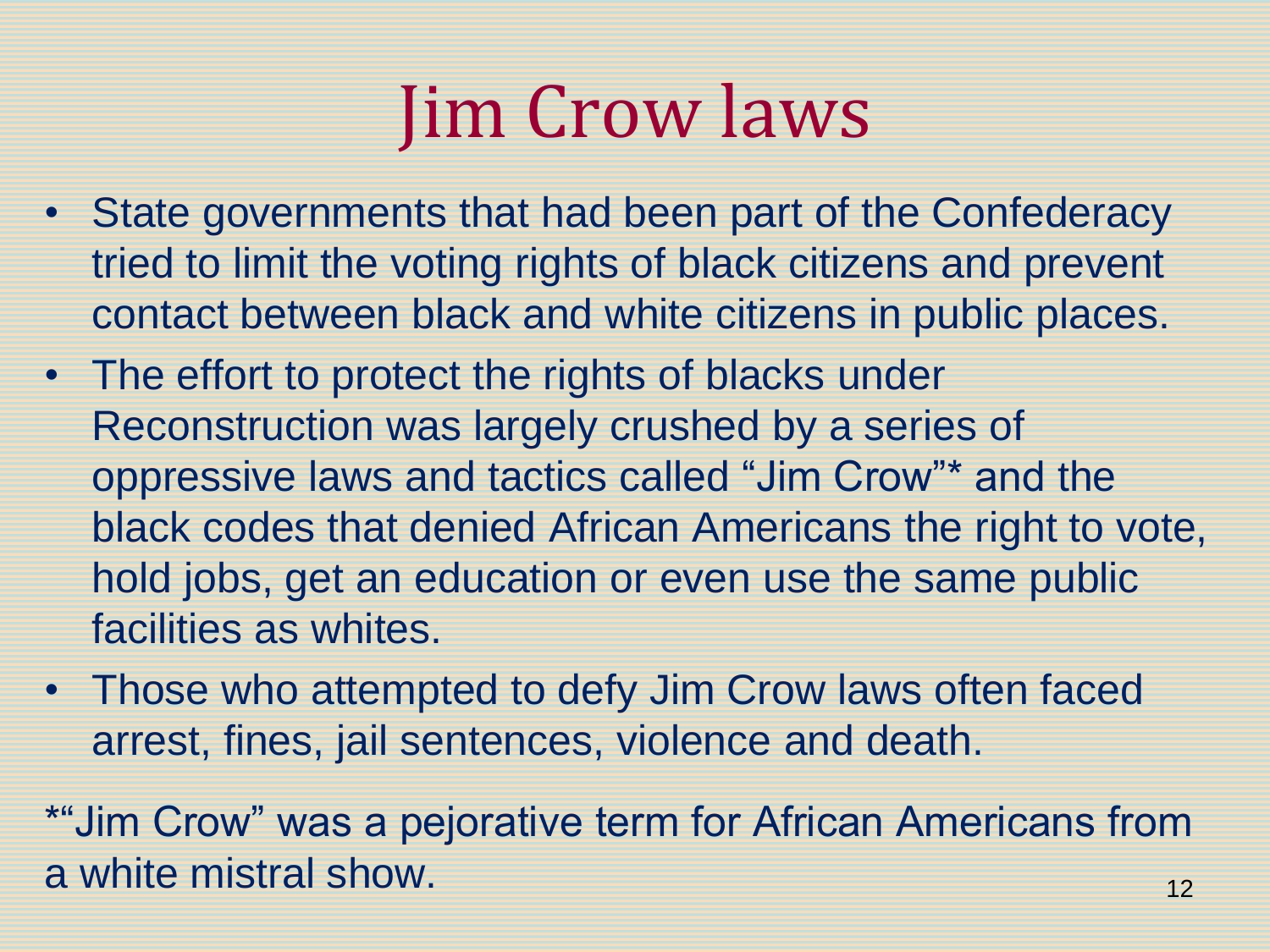# Jim Crow laws

- State governments that had been part of the Confederacy tried to limit the voting rights of black citizens and prevent contact between black and white citizens in public places.
- The effort to protect the rights of blacks under Reconstruction was largely crushed by a series of oppressive laws and tactics called "Jim Crow"* and the black codes that denied African Americans the right to vote, hold jobs, get an education or even use the same public facilities as whites.
- Those who attempted to defy Jim Crow laws often faced arrest, fines, jail sentences, violence and death.

*"Jim Crow" was a pejorative term for African Americans from a white mistral show.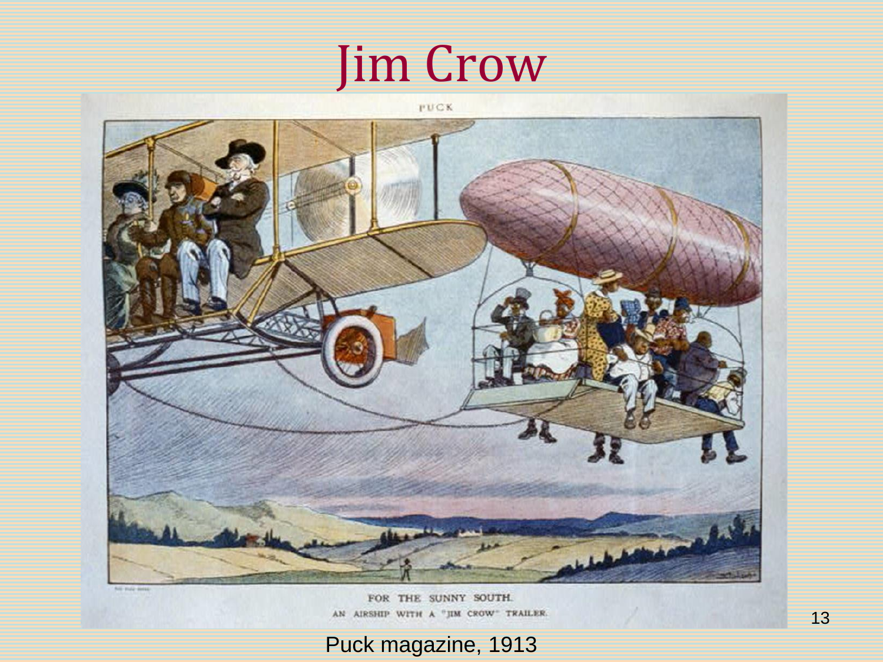# Jim Crow

PUCK

FOR THE SUNNY SOUTH.
AN AIRSHIP WITH A "JIM CROW" TRAILER.

Puck magazine, 1913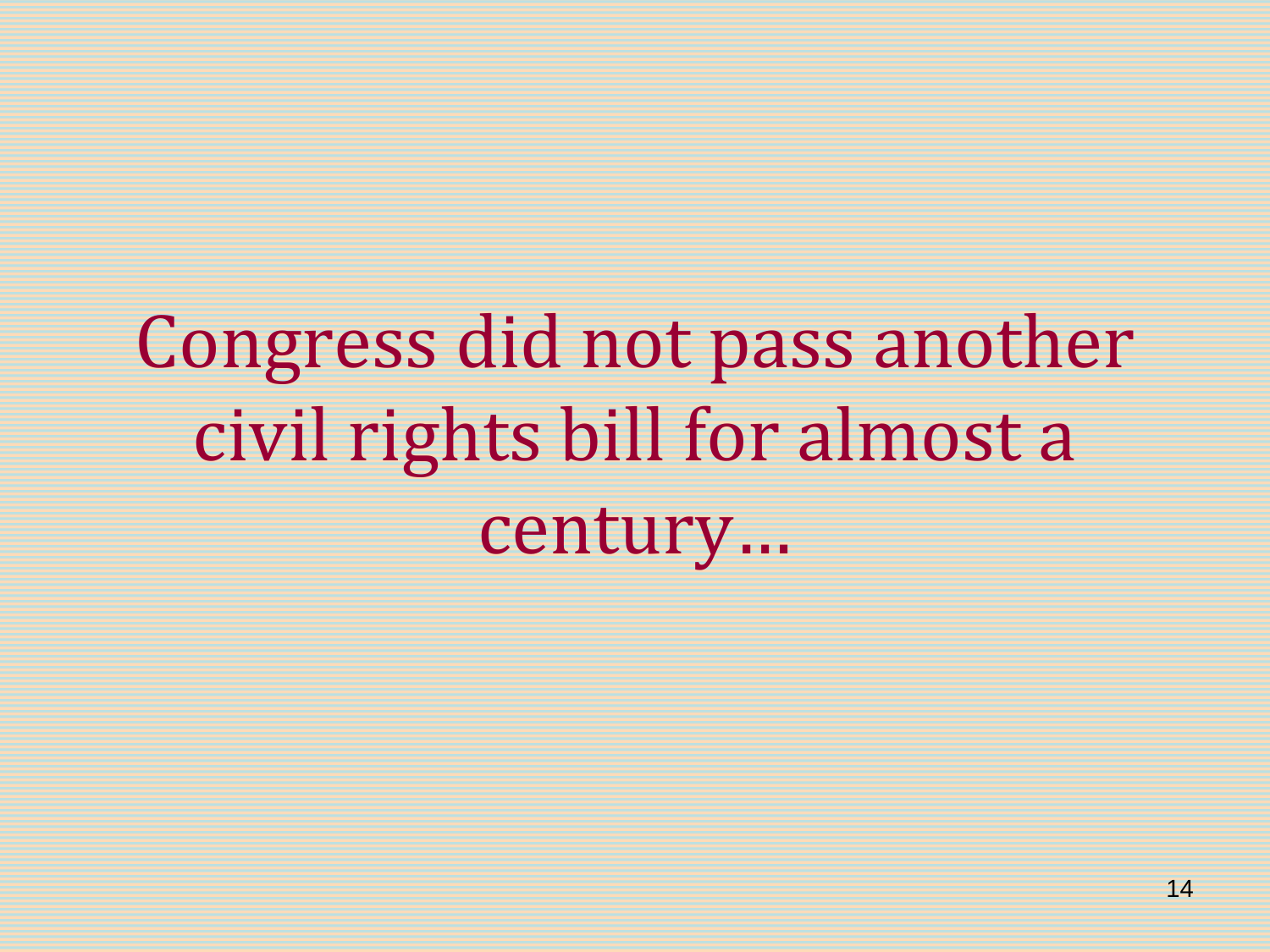Congress did not pass another civil rights bill for almost a century…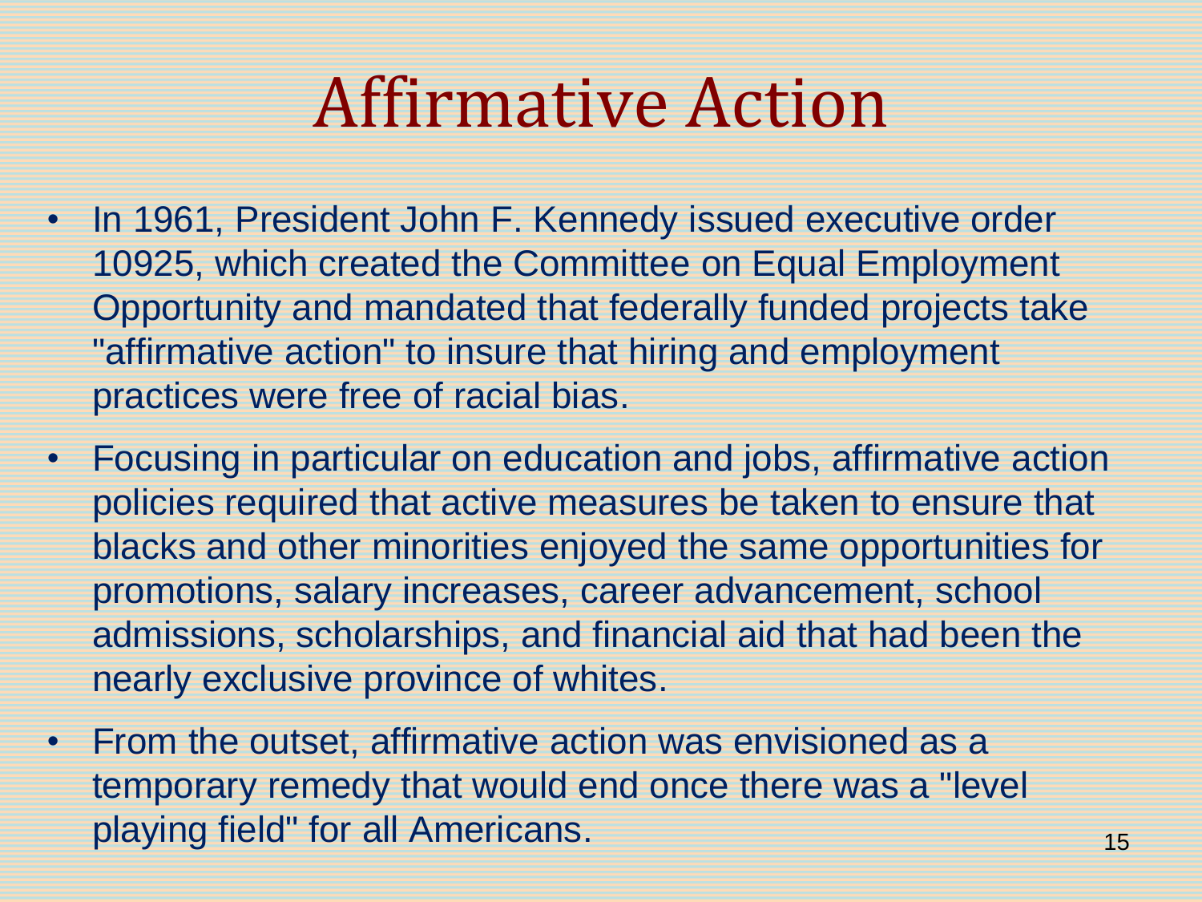# Affirmative Action

- In 1961, President John F. Kennedy issued executive order 10925, which created the Committee on Equal Employment Opportunity and mandated that federally funded projects take "affirmative action" to insure that hiring and employment practices were free of racial bias.
- Focusing in particular on education and jobs, affirmative action policies required that active measures be taken to ensure that blacks and other minorities enjoyed the same opportunities for promotions, salary increases, career advancement, school admissions, scholarships, and financial aid that had been the nearly exclusive province of whites.
- From the outset, affirmative action was envisioned as a temporary remedy that would end once there was a "level playing field" for all Americans.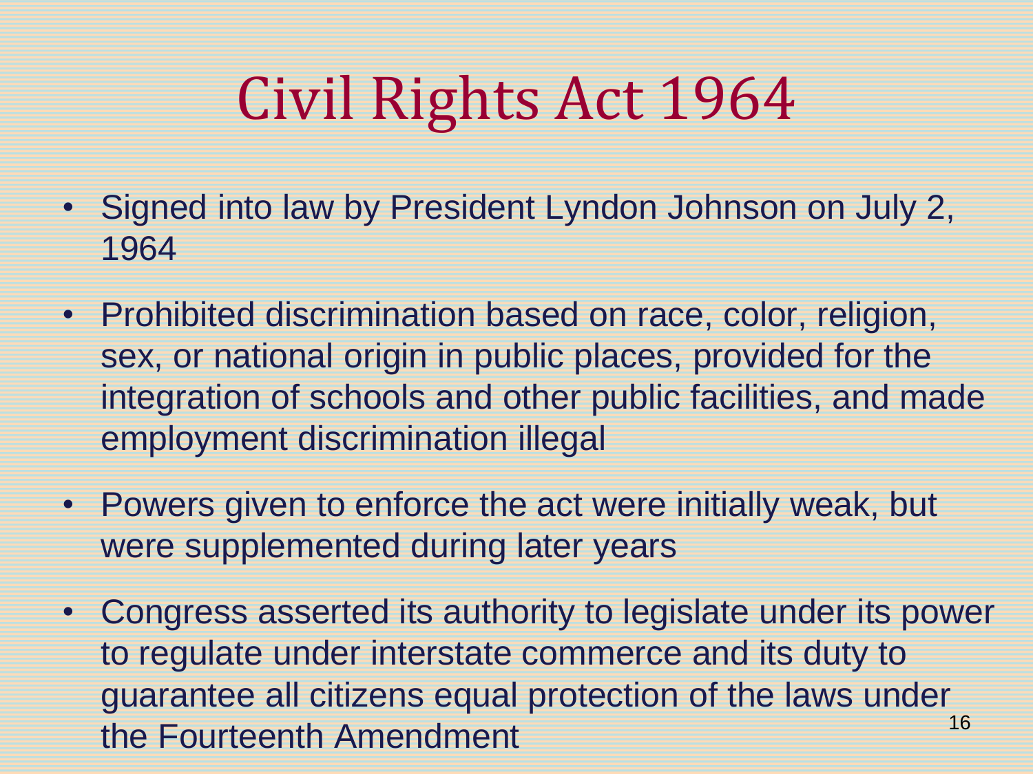# Civil Rights Act 1964

- Signed into law by President Lyndon Johnson on July 2, 1964
- Prohibited discrimination based on race, color, religion, sex, or national origin in public places, provided for the integration of schools and other public facilities, and made employment discrimination illegal
- Powers given to enforce the act were initially weak, but were supplemented during later years
- Congress asserted its authority to legislate under its power to regulate under interstate commerce and its duty to guarantee all citizens equal protection of the laws under the Fourteenth Amendment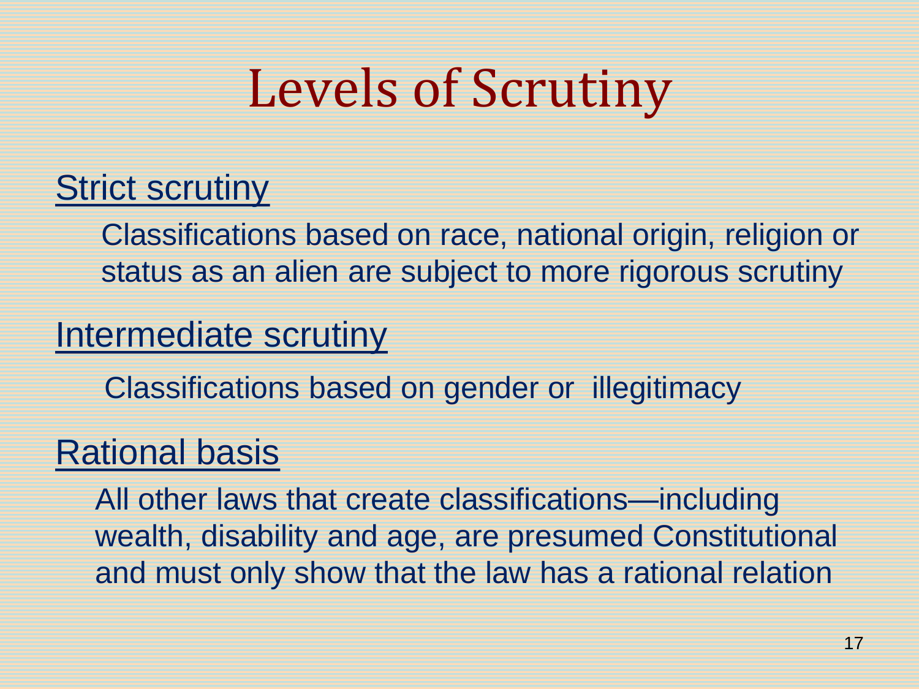# Levels of Scrutiny

<u>Strict scrutiny</u>

Classifications based on race, national origin, religion or status as an alien are subject to more rigorous scrutiny

<u>Intermediate scrutiny</u>

Classifications based on gender or illegitimacy

<u>Rational basis</u>

All other laws that create classifications—including wealth, disability and age, are presumed Constitutional and must only show that the law has a rational relation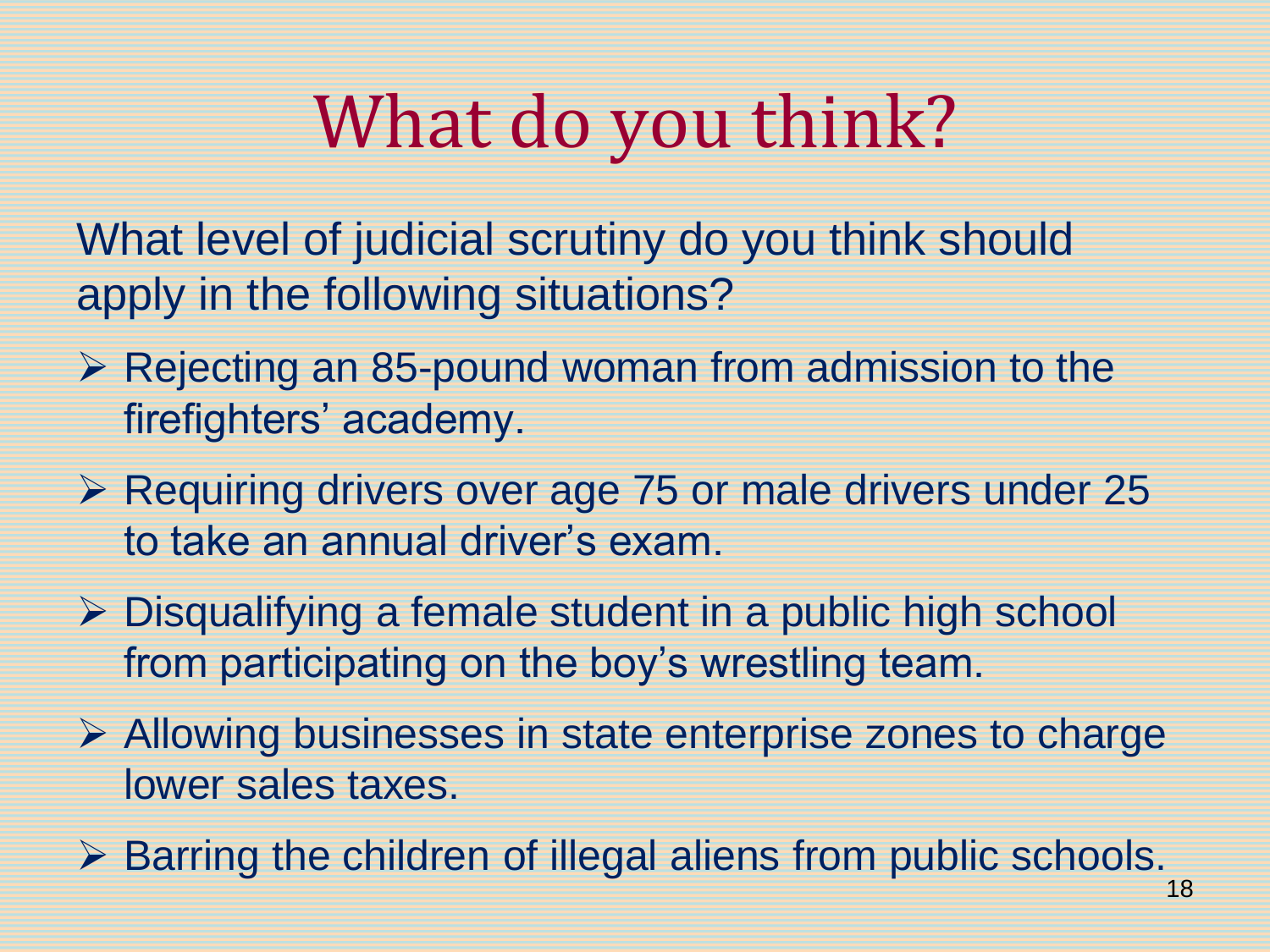# What do you think?

What level of judicial scrutiny do you think should apply in the following situations?

- Rejecting an 85-pound woman from admission to the firefighters' academy.
- Requiring drivers over age 75 or male drivers under 25 to take an annual driver's exam.
- Disqualifying a female student in a public high school from participating on the boy's wrestling team.
- Allowing businesses in state enterprise zones to charge lower sales taxes.
- Barring the children of illegal aliens from public schools.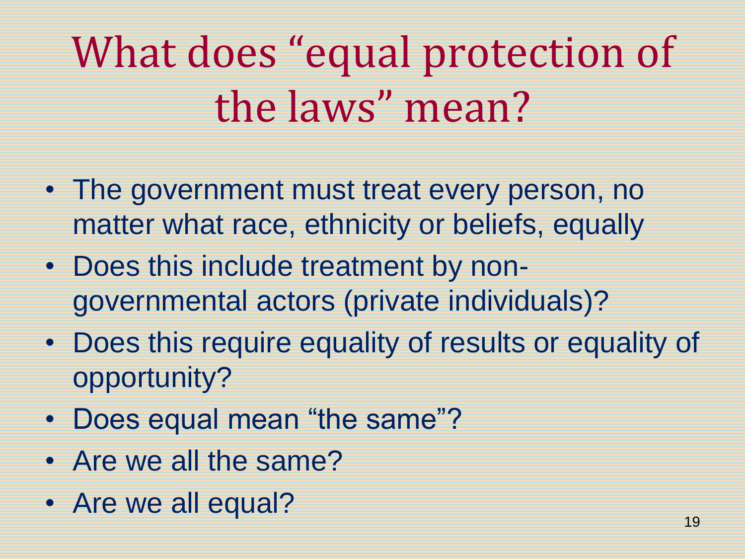# What does "equal protection of the laws" mean?

- The government must treat every person, no matter what race, ethnicity or beliefs, equally
- Does this include treatment by non-governmental actors (private individuals)?
- Does this require equality of results or equality of opportunity?
- Does equal mean "the same"?
- Are we all the same?
- Are we all equal?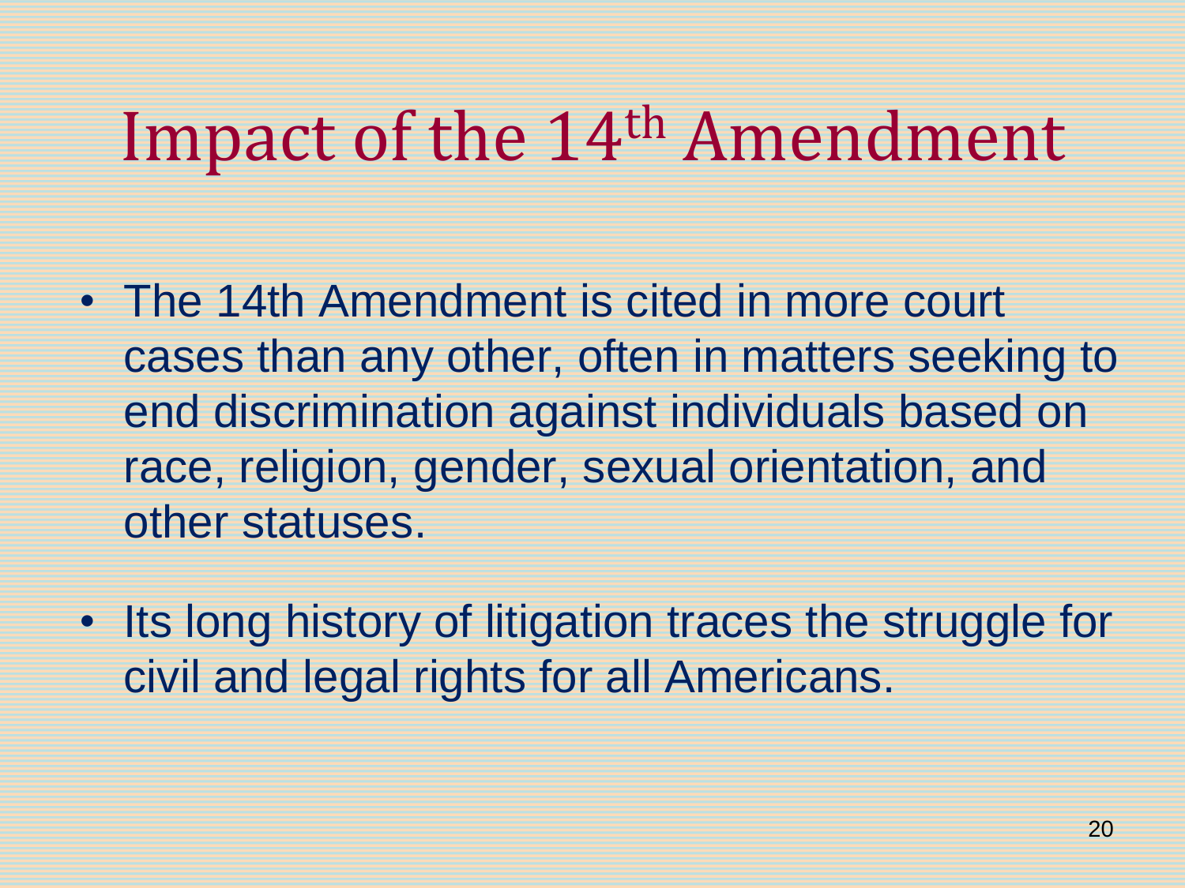# Impact of the 14th Amendment

- The 14th Amendment is cited in more court cases than any other, often in matters seeking to end discrimination against individuals based on race, religion, gender, sexual orientation, and other statuses.
- Its long history of litigation traces the struggle for civil and legal rights for all Americans.